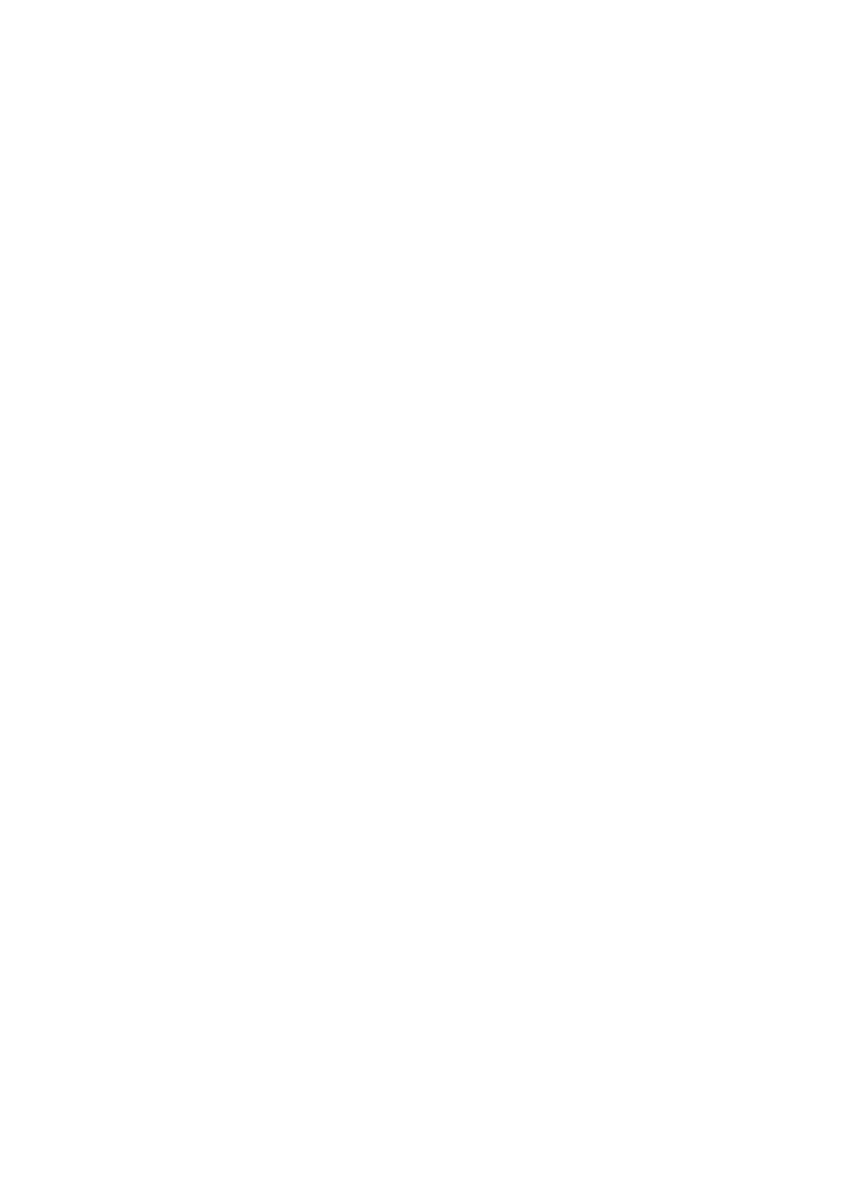





## **Algorithmic Regulation**

**Leighton Andrews, Bilel Benbouzid, Jeremy Brice, Lee A. Bygrave, David Demortain, Alex Griffiths, Martin Lodge, Andrea Mennicken, Karen Yeung**



THE LONDON SCHOOL OF ECONOMICS AND **POLITICAL SCIENCE** 

**DISCUSSION PAPER No: 85 DATE: September 2017**